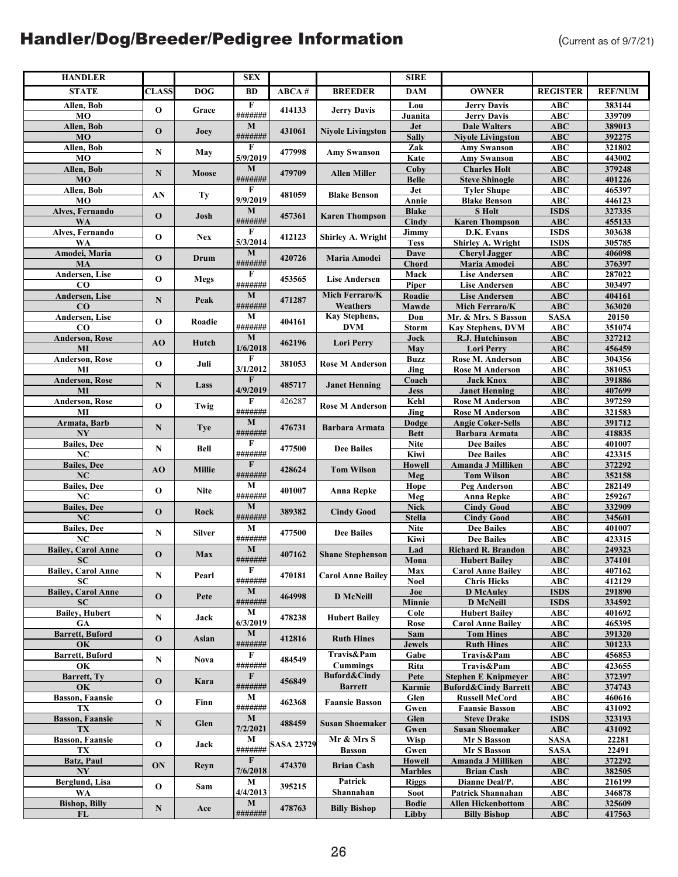# Handler/Dog/Breeder/Pedigree Information

(Current as of 9/7/21)

| HANDLER | | | SEX | | | SIRE | | | |
|---|---|---|---|---|---|---|---|---|---|
| STATE | CLASS | DOG | BD | ABCA # | BREEDER | DAM | OWNER | REGISTER | REF/NUM |
| Allen, Bob<br>MO | O | Grace | F<br>####### | 414133 | Jerry Davis | Lou<br>Juanita | Jerry Davis<br>Jerry Davis | ABC<br>ABC | 383144<br>339709 |
| Allen, Bob<br>MO | O | Joey | M<br>####### | 431061 | Niyole Livingston | Jet<br>Sally | Dale Walters<br>Niyole Livingston | ABC<br>ABC | 389013<br>392275 |
| Allen, Bob<br>MO | N | May | F<br>5/9/2019 | 477998 | Amy Swanson | Zak<br>Kate | Amy Swanson<br>Amy Swanson | ABC<br>ABC | 321802<br>443002 |
| Allen, Bob<br>MO | N | Moose | M<br>####### | 479709 | Allen Miller | Coby<br>Belle | Charles Holt<br>Steve Shinogle | ABC<br>ABC | 379248<br>401226 |
| Allen, Bob<br>MO | AN | Ty | F<br>9/9/2019 | 481059 | Blake Benson | Jet<br>Annie | Tyler Shupe<br>Blake Benson | ABC<br>ABC | 465397<br>446123 |
| Alves, Fernando<br>WA | O | Josh | M<br>####### | 457361 | Karen Thompson | Blake<br>Cindy | S Holt<br>Karen Thompson | ISDS<br>ABC | 327335<br>455133 |
| Alves, Fernando<br>WA | O | Nex | F<br>5/3/2014 | 412123 | Shirley A. Wright | Jimmy<br>Tess | D.K. Evans<br>Shirley A. Wright | ISDS<br>ISDS | 303638<br>305785 |
| Amodei, Maria<br>MA | O | Drum | M<br>####### | 420726 | Maria Amodei | Dave<br>Chord | Cheryl Jagger<br>Maria Amodei | ABC<br>ABC | 406098<br>376397 |
| Andersen, Lise<br>CO | O | Megs | F<br>####### | 453565 | Lise Andersen | Mack<br>Piper | Lise Andersen<br>Lise Andersen | ABC<br>ABC | 287022<br>303497 |
| Andersen, Lise<br>CO | N | Peak | M<br>####### | 471287 | Mich Ferraro/K Weathers | Roadie<br>Mawde | Lise Andersen<br>Mich Ferraro/K | ABC<br>ABC | 404161<br>363020 |
| Andersen, Lise<br>CO | O | Roadie | M<br>####### | 404161 | Kay Stephens, DVM | Don<br>Storm | Mr. & Mrs. S Basson<br>Kay Stephens, DVM | SASA<br>ABC | 20150<br>351074 |
| Anderson, Rose<br>MI | AO | Hutch | M<br>1/6/2018 | 462196 | Lori Perry | Jock<br>May | R.J. Hutchinson<br>Lori Perry | ABC<br>ABC | 327212<br>456459 |
| Anderson, Rose<br>MI | O | Juli | F<br>3/1/2012 | 381053 | Rose M Anderson | Buzz<br>Jing | Rose M. Anderson<br>Rose M Anderson | ABC<br>ABC | 304356<br>381053 |
| Anderson, Rose<br>MI | N | Lass | F<br>4/9/2019 | 485717 | Janet Henning | Coach<br>Jess | Jack Knox<br>Janet Henning | ABC<br>ABC | 391886<br>407699 |
| Anderson, Rose<br>MI | O | Twig | F<br>####### | 426287 | Rose M Anderson | Kehl<br>Jing | Rose M Anderson<br>Rose M Anderson | ABC<br>ABC | 397259<br>321583 |
| Armata, Barb<br>NY | N | Tye | M<br>####### | 476731 | Barbara Armata | Dodge<br>Bett | Angie Coker-Sells<br>Barbara Armata | ABC<br>ABC | 391712<br>418835 |
| Bailes, Dee<br>NC | N | Bell | F<br>####### | 477500 | Dee Bailes | Nite<br>Kiwi | Dee Bailes<br>Dee Bailes | ABC<br>ABC | 401007<br>423315 |
| Bailes, Dee<br>NC | AO | Millie | F<br>####### | 428624 | Tom Wilson | Howell<br>Meg | Amanda J Milliken<br>Tom Wilson | ABC<br>ABC | 372292<br>352158 |
| Bailes, Dee<br>NC | O | Nite | M<br>####### | 401007 | Anna Repke | Hope<br>Meg | Peg Anderson<br>Anna Repke | ABC<br>ABC | 282149<br>259267 |
| Bailes, Dee<br>NC | O | Rock | M<br>####### | 389382 | Cindy Good | Nick<br>Stella | Cindy Good<br>Cindy Good | ABC<br>ABC | 332909<br>345601 |
| Bailes, Dee<br>NC | N | Silver | M<br>####### | 477500 | Dee Bailes | Nite<br>Kiwi | Dee Bailes<br>Dee Bailes | ABC<br>ABC | 401007<br>423315 |
| Bailey, Carol Anne<br>SC | O | Max | M<br>####### | 407162 | Shane Stephenson | Lad<br>Mona | Richard R. Brandon<br>Hubert Bailey | ABC<br>ABC | 249323<br>374101 |
| Bailey, Carol Anne<br>SC | N | Pearl | F<br>####### | 470181 | Carol Anne Bailey | Max<br>Noel | Carol Anne Bailey<br>Chris Hicks | ABC<br>ABC | 407162<br>412129 |
| Bailey, Carol Anne<br>SC | O | Pete | M<br>####### | 464998 | D McNeill | Joe<br>Minnie | D McAuley<br>D McNeill | ISDS<br>ISDS | 291890<br>334592 |
| Bailey, Hubert<br>GA | N | Jack | M<br>6/3/2019 | 478238 | Hubert Bailey | Cole<br>Rose | Hubert Bailey<br>Carol Anne Bailey | ABC<br>ABC | 401692<br>465395 |
| Barrett, Buford<br>OK | O | Aslan | M<br>####### | 412816 | Ruth Hines | Sam<br>Jewels | Tom Hines<br>Ruth Hines | ABC<br>ABC | 391320<br>301233 |
| Barrett, Buford<br>OK | N | Nova | F<br>####### | 484549 | Travis&Pam Cummings | Gabe<br>Rita | Travis&Pam<br>Travis&Pam | ABC<br>ABC | 456853<br>423655 |
| Barrett, Ty<br>OK | O | Kara | F<br>####### | 456849 | Buford&Cindy Barrett | Pete<br>Karmie | Stephen E Knipmeyer<br>Buford&Cindy Barrett | ABC<br>ABC | 372397<br>374743 |
| Basson, Faansie<br>TX | O | Finn | M<br>####### | 462368 | Faansie Basson | Glen<br>Gwen | Russell McCord<br>Faansie Basson | ABC<br>ABC | 460616<br>431092 |
| Basson, Faansie<br>TX | N | Glen | M<br>7/2/2021 | 488459 | Susan Shoemaker | Glen<br>Gwen | Steve Drake<br>Susan Shoemaker | ISDS<br>ABC | 323193<br>431092 |
| Basson, Faansie<br>TX | O | Jack | M<br>####### | SASA 23729 | Mr & Mrs S Basson | Wisp<br>Gwen | Mr S Basson<br>Mr S Basson | SASA<br>SASA | 22281<br>22491 |
| Batz, Paul<br>NY | ON | Reyn | F<br>7/6/2018 | 474370 | Brian Cash | Howell<br>Marbles | Amanda J Milliken<br>Brian Cash | ABC<br>ABC | 372292<br>382505 |
| Berglund, Lisa<br>WA | O | Sam | M<br>4/4/2013 | 395215 | Patrick Shannahan | Riggs<br>Soot | Dianne Deal/P.<br>Patrick Shannahan | ABC<br>ABC | 216199<br>346878 |
| Bishop, Billy<br>FL | N | Ace | M<br>####### | 478763 | Billy Bishop | Bodie<br>Libby | Allen Hickenbottom<br>Billy Bishop | ABC<br>ABC | 325609<br>417563 |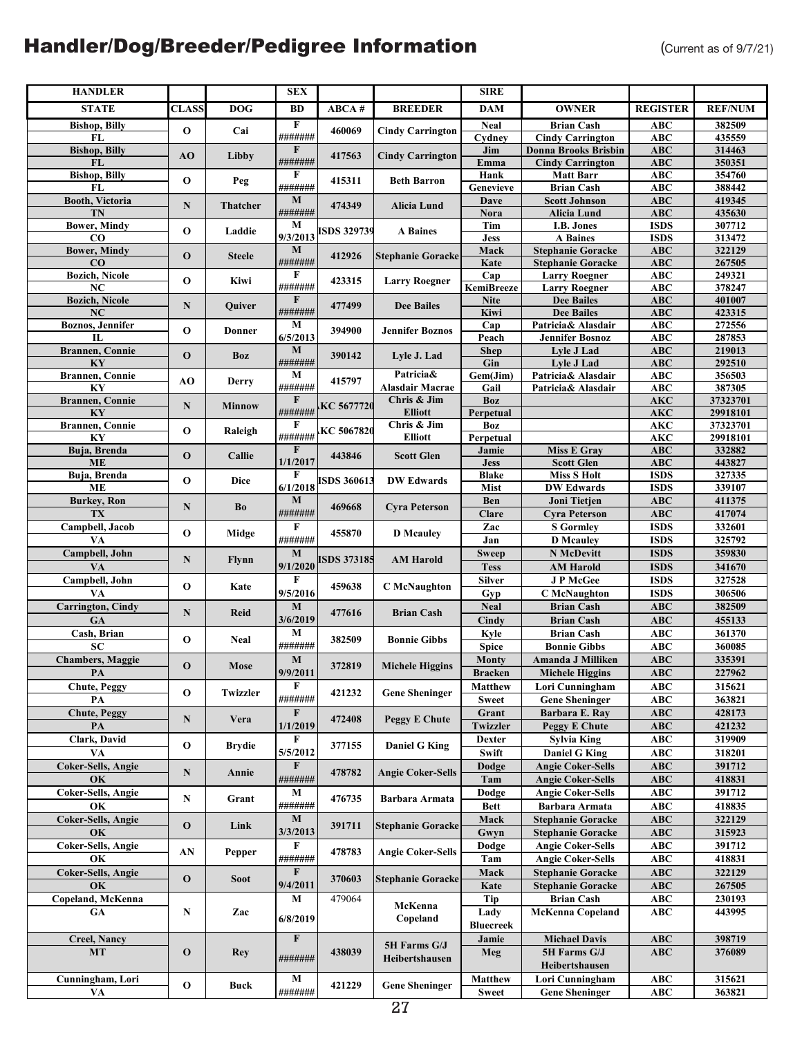# Handler/Dog/Breeder/Pedigree Information

(Current as of 9/7/21)

| HANDLER | | | SEX | | | SIRE | | | |
|---|---|---|---|---|---|---|---|---|---|
| STATE | CLASS | DOG | BD | ABCA # | BREEDER | DAM | OWNER | REGISTER | REF/NUM |
| Bishop, Billy | O | Cai | F | 460069 | Cindy Carrington | Neal | Brian Cash | ABC | 382509 |
| FL | | | ####### | | | Cydney | Cindy Carrington | ABC | 435559 |
| Bishop, Billy | AO | Libby | F | 417563 | Cindy Carrington | Jim | Donna Brooks Brisbin | ABC | 314463 |
| FL | | | ####### | | | Emma | Cindy Carrington | ABC | 350351 |
| Bishop, Billy | O | Peg | F | 415311 | Beth Barron | Hank | Matt Barr | ABC | 354760 |
| FL | | | ####### | | | Genevieve | Brian Cash | ABC | 388442 |
| Booth, Victoria | N | Thatcher | M | 474349 | Alicia Lund | Dave | Scott Johnson | ABC | 419345 |
| TN | | | ####### | | | Nora | Alicia Lund | ABC | 435630 |
| Bower, Mindy | O | Laddie | M | ISDS 329739 | A Baines | Tim | I.B. Jones | ISDS | 307712 |
| CO | | | 9/3/2013 | | | Jess | A Baines | ISDS | 313472 |
| Bower, Mindy | O | Steele | M | 412926 | Stephanie Goracke | Mack | Stephanie Goracke | ABC | 322129 |
| CO | | | ####### | | | Kate | Stephanie Goracke | ABC | 267505 |
| Bozich, Nicole | O | Kiwi | F | 423315 | Larry Roegner | Cap | Larry Roegner | ABC | 249321 |
| NC | | | ####### | | | KemiBreeze | Larry Roegner | ABC | 378247 |
| Bozich, Nicole | N | Quiver | F | 477499 | Dee Bailes | Nite | Dee Bailes | ABC | 401007 |
| NC | | | ####### | | | Kiwi | Dee Bailes | ABC | 423315 |
| Boznos, Jennifer | O | Donner | M | 394900 | Jennifer Boznos | Cap | Patricia& Alasdair | ABC | 272556 |
| IL | | | 6/5/2013 | | | Peach | Jennifer Bosnoz | ABC | 287853 |
| Brannen, Connie | O | Boz | M | 390142 | Lyle J. Lad | Shep | Lyle J Lad | ABC | 219013 |
| KY | | | ####### | | | Gin | Lyle J Lad | ABC | 292510 |
| Brannen, Connie | AO | Derry | M | 415797 | Patricia& Alasdair Macrae | Gem(Jim) | Patricia& Alasdair | ABC | 356503 |
| KY | | | ####### | | | Gail | Patricia& Alasdair | ABC | 387305 |
| Brannen, Connie | N | Minnow | F | KC 5677720 | Chris & Jim Elliott | Boz | | AKC | 37323701 |
| KY | | | ####### | | | Perpetual | | AKC | 29918101 |
| Brannen, Connie | O | Raleigh | F | KC 5067820 | Chris & Jim Elliott | Boz | | AKC | 37323701 |
| KY | | | ####### | | | Perpetual | | AKC | 29918101 |
| Buja, Brenda | O | Callie | F | 443846 | Scott Glen | Jamie | Miss E Gray | ABC | 332882 |
| ME | | | 1/1/2017 | | | Jess | Scott Glen | ABC | 443827 |
| Buja, Brenda | O | Dice | F | ISDS 360613 | DW Edwards | Blake | Miss S Holt | ISDS | 327335 |
| ME | | | 6/1/2018 | | | Mist | DW Edwards | ISDS | 339107 |
| Burkey, Ron | N | Bo | M | 469668 | Cyra Peterson | Ben | Joni Tietjen | ABC | 411375 |
| TX | | | ####### | | | Clare | Cyra Peterson | ABC | 417074 |
| Campbell, Jacob | O | Midge | F | 455870 | D Mcauley | Zac | S Gormley | ISDS | 332601 |
| VA | | | ####### | | | Jan | D Mcauley | ISDS | 325792 |
| Campbell, John | N | Flynn | M | ISDS 373185 | AM Harold | Sweep | N McDevitt | ISDS | 359830 |
| VA | | | 9/1/2020 | | | Tess | AM Harold | ISDS | 341670 |
| Campbell, John | O | Kate | F | 459638 | C McNaughton | Silver | J P McGee | ISDS | 327528 |
| VA | | | 9/5/2016 | | | Gyp | C McNaughton | ISDS | 306506 |
| Carrington, Cindy | N | Reid | M | 477616 | Brian Cash | Neal | Brian Cash | ABC | 382509 |
| GA | | | 3/6/2019 | | | Cindy | Brian Cash | ABC | 455133 |
| Cash, Brian | O | Neal | M | 382509 | Bonnie Gibbs | Kyle | Brian Cash | ABC | 361370 |
| SC | | | ####### | | | Spice | Bonnie Gibbs | ABC | 360085 |
| Chambers, Maggie | O | Mose | M | 372819 | Michele Higgins | Monty | Amanda J Milliken | ABC | 335391 |
| PA | | | 9/9/2011 | | | Bracken | Michele Higgins | ABC | 227962 |
| Chute, Peggy | O | Twizzler | F | 421232 | Gene Sheninger | Matthew | Lori Cunningham | ABC | 315621 |
| PA | | | ####### | | | Sweet | Gene Sheninger | ABC | 363821 |
| Chute, Peggy | N | Vera | F | 472408 | Peggy E Chute | Grant | Barbara E. Ray | ABC | 428173 |
| PA | | | 1/1/2019 | | | Twizzler | Peggy E Chute | ABC | 421232 |
| Clark, David | O | Brydie | F | 377155 | Daniel G King | Dexter | Sylvia King | ABC | 319909 |
| VA | | | 5/5/2012 | | | Swift | Daniel G King | ABC | 318201 |
| Coker-Sells, Angie | N | Annie | F | 478782 | Angie Coker-Sells | Dodge | Angie Coker-Sells | ABC | 391712 |
| OK | | | ####### | | | Tam | Angie Coker-Sells | ABC | 418831 |
| Coker-Sells, Angie | N | Grant | M | 476735 | Barbara Armata | Dodge | Angie Coker-Sells | ABC | 391712 |
| OK | | | ####### | | | Bett | Barbara Armata | ABC | 418835 |
| Coker-Sells, Angie | O | Link | M | 391711 | Stephanie Goracke | Mack | Stephanie Goracke | ABC | 322129 |
| OK | | | 3/3/2013 | | | Gwyn | Stephanie Goracke | ABC | 315923 |
| Coker-Sells, Angie | AN | Pepper | F | 478783 | Angie Coker-Sells | Dodge | Angie Coker-Sells | ABC | 391712 |
| OK | | | ####### | | | Tam | Angie Coker-Sells | ABC | 418831 |
| Coker-Sells, Angie | O | Soot | F | 370603 | Stephanie Goracke | Mack | Stephanie Goracke | ABC | 322129 |
| OK | | | 9/4/2011 | | | Kate | Stephanie Goracke | ABC | 267505 |
| Copeland, McKenna | N | Zac | M | 479064 | McKenna Copeland | Tip | Brian Cash | ABC | 230193 |
| GA | | | 6/8/2019 | | | Lady Bluecreek | McKenna Copeland | ABC | 443995 |
| Creel, Nancy | O | Rey | F | 438039 | 5H Farms G/J Heibertshausen | Jamie | Michael Davis | ABC | 398719 |
| MT | | | ####### | | | Meg | 5H Farms G/J Heibertshausen | ABC | 376089 |
| Cunningham, Lori | O | Buck | M | 421229 | Gene Sheninger | Matthew | Lori Cunningham | ABC | 315621 |
| VA | | | ####### | | | Sweet | Gene Sheninger | ABC | 363821 |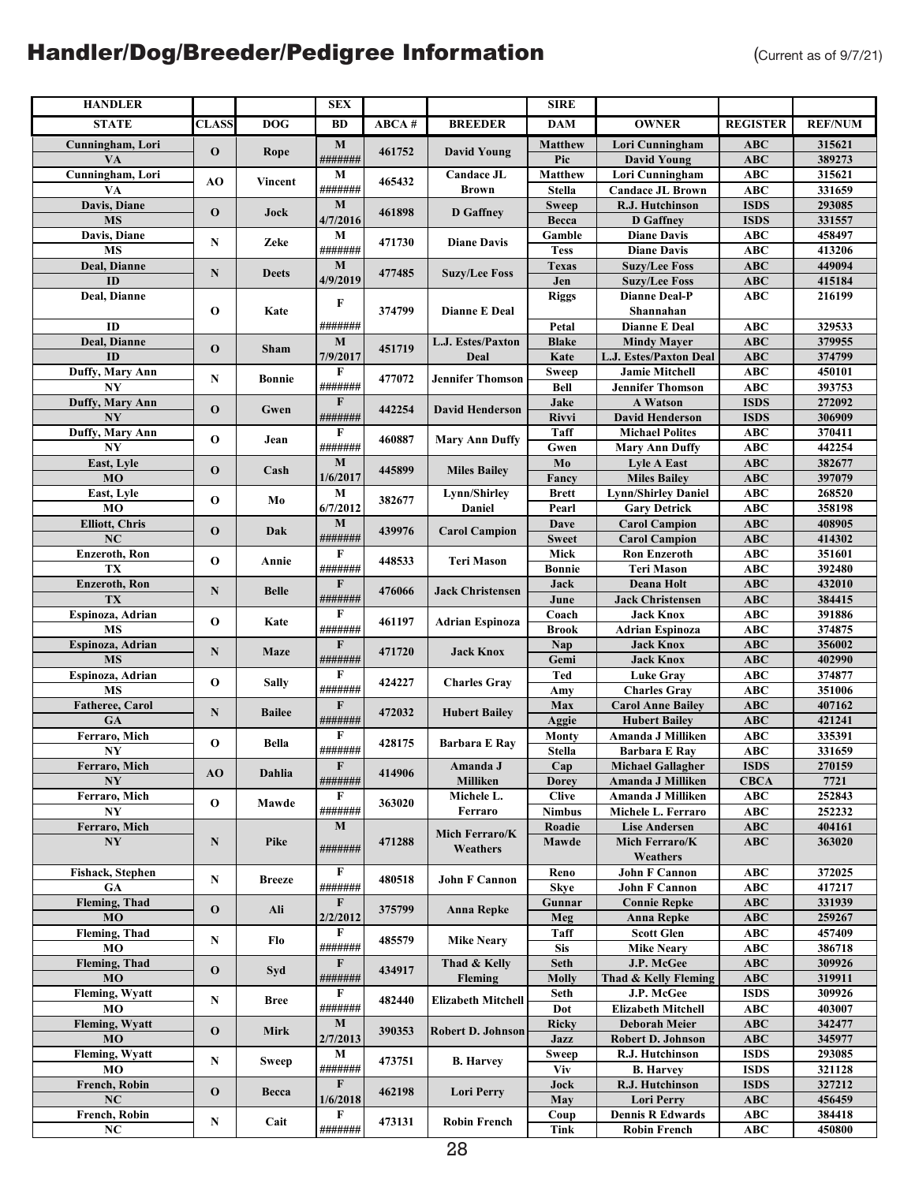# Handler/Dog/Breeder/Pedigree Information

(Current as of 9/7/21)

| HANDLER | | | SEX | | | SIRE | | | |
|---|---|---|---|---|---|---|---|---|---|
| **STATE** | **CLASS** | **DOG** | **BD** | **ABCA #** | **BREEDER** | **DAM** | **OWNER** | **REGISTER** | **REF/NUM** |
| Cunningham, Lori | O | Rope | M | 461752 | David Young | Matthew | Lori Cunningham | ABC | 315621 |
| VA | | | ####### | | | Pic | David Young | ABC | 389273 |
| Cunningham, Lori | AO | Vincent | M | 465432 | Candace JL Brown | Matthew | Lori Cunningham | ABC | 315621 |
| VA | | | ####### | | | Stella | Candace JL Brown | ABC | 331659 |
| Davis, Diane | O | Jock | M | 461898 | D Gaffney | Sweep | R.J. Hutchinson | ISDS | 293085 |
| MS | | | 4/7/2016 | | | Becca | D Gaffney | ISDS | 331557 |
| Davis, Diane | N | Zeke | M | 471730 | Diane Davis | Gamble | Diane Davis | ABC | 458497 |
| MS | | | ####### | | | Tess | Diane Davis | ABC | 413206 |
| Deal, Dianne | N | Deets | M | 477485 | Suzy/Lee Foss | Texas | Suzy/Lee Foss | ABC | 449094 |
| ID | | | 4/9/2019 | | | Jen | Suzy/Lee Foss | ABC | 415184 |
| Deal, Dianne | O | Kate | F | 374799 | Dianne E Deal | Riggs | Dianne Deal-P Shannahan | ABC | 216199 |
| ID | | | ####### | | | Petal | Dianne E Deal | ABC | 329533 |
| Deal, Dianne | O | Sham | M | 451719 | L.J. Estes/Paxton Deal | Blake | Mindy Mayer | ABC | 379955 |
| ID | | | 7/9/2017 | | | Kate | L.J. Estes/Paxton Deal | ABC | 374799 |
| Duffy, Mary Ann | N | Bonnie | F | 477072 | Jennifer Thomson | Sweep | Jamie Mitchell | ABC | 450101 |
| NY | | | ####### | | | Bell | Jennifer Thomson | ABC | 393753 |
| Duffy, Mary Ann | O | Gwen | F | 442254 | David Henderson | Jake | A Watson | ISDS | 272092 |
| NY | | | ####### | | | Rivvi | David Henderson | ISDS | 306909 |
| Duffy, Mary Ann | O | Jean | F | 460887 | Mary Ann Duffy | Taff | Michael Polites | ABC | 370411 |
| NY | | | ####### | | | Gwen | Mary Ann Duffy | ABC | 442254 |
| East, Lyle | O | Cash | M | 445899 | Miles Bailey | Mo | Lyle A East | ABC | 382677 |
| MO | | | 1/6/2017 | | | Fancy | Miles Bailey | ABC | 397079 |
| East, Lyle | O | Mo | M | 382677 | Lynn/Shirley Daniel | Brett | Lynn/Shirley Daniel | ABC | 268520 |
| MO | | | 6/7/2012 | | | Pearl | Gary Detrick | ABC | 358198 |
| Elliott, Chris | O | Dak | M | 439976 | Carol Campion | Dave | Carol Campion | ABC | 408905 |
| NC | | | ####### | | | Sweet | Carol Campion | ABC | 414302 |
| Enzeroth, Ron | O | Annie | F | 448533 | Teri Mason | Mick | Ron Enzeroth | ABC | 351601 |
| TX | | | ####### | | | Bonnie | Teri Mason | ABC | 392480 |
| Enzeroth, Ron | N | Belle | F | 476066 | Jack Christensen | Jack | Deana Holt | ABC | 432010 |
| TX | | | ####### | | | June | Jack Christensen | ABC | 384415 |
| Espinoza, Adrian | O | Kate | F | 461197 | Adrian Espinoza | Coach | Jack Knox | ABC | 391886 |
| MS | | | ####### | | | Brook | Adrian Espinoza | ABC | 374875 |
| Espinoza, Adrian | N | Maze | F | 471720 | Jack Knox | Nap | Jack Knox | ABC | 356002 |
| MS | | | ####### | | | Gemi | Jack Knox | ABC | 402990 |
| Espinoza, Adrian | O | Sally | F | 424227 | Charles Gray | Ted | Luke Gray | ABC | 374877 |
| MS | | | ####### | | | Amy | Charles Gray | ABC | 351006 |
| Fatheree, Carol | N | Bailee | F | 472032 | Hubert Bailey | Max | Carol Anne Bailey | ABC | 407162 |
| GA | | | ####### | | | Aggie | Hubert Bailey | ABC | 421241 |
| Ferraro, Mich | O | Bella | F | 428175 | Barbara E Ray | Monty | Amanda J Milliken | ABC | 335391 |
| NY | | | ####### | | | Stella | Barbara E Ray | ABC | 331659 |
| Ferraro, Mich | AO | Dahlia | F | 414906 | Amanda J Milliken | Cap | Michael Gallagher | ISDS | 270159 |
| NY | | | ####### | | | Dorey | Amanda J Milliken | CBCA | 7721 |
| Ferraro, Mich | O | Mawde | F | 363020 | Michele L. Ferraro | Clive | Amanda J Milliken | ABC | 252843 |
| NY | | | ####### | | | Nimbus | Michele L. Ferraro | ABC | 252232 |
| Ferraro, Mich | N | Pike | M | 471288 | Mich Ferraro/K Weathers | Roadie | Lise Andersen | ABC | 404161 |
| NY | | | ####### | | | Mawde | Mich Ferraro/K Weathers | ABC | 363020 |
| Fishack, Stephen | N | Breeze | F | 480518 | John F Cannon | Reno | John F Cannon | ABC | 372025 |
| GA | | | ####### | | | Skye | John F Cannon | ABC | 417217 |
| Fleming, Thad | O | Ali | F | 375799 | Anna Repke | Gunnar | Connie Repke | ABC | 331939 |
| MO | | | 2/2/2012 | | | Meg | Anna Repke | ABC | 259267 |
| Fleming, Thad | N | Flo | F | 485579 | Mike Neary | Taff | Scott Glen | ABC | 457409 |
| MO | | | ####### | | | Sis | Mike Neary | ABC | 386718 |
| Fleming, Thad | O | Syd | F | 434917 | Thad & Kelly Fleming | Seth | J.P. McGee | ABC | 309926 |
| MO | | | ####### | | | Molly | Thad & Kelly Fleming | ABC | 319911 |
| Fleming, Wyatt | N | Bree | F | 482440 | Elizabeth Mitchell | Seth | J.P. McGee | ISDS | 309926 |
| MO | | | ####### | | | Dot | Elizabeth Mitchell | ABC | 403007 |
| Fleming, Wyatt | O | Mirk | M | 390353 | Robert D. Johnson | Ricky | Deborah Meier | ABC | 342477 |
| MO | | | 2/7/2013 | | | Jazz | Robert D. Johnson | ABC | 345977 |
| Fleming, Wyatt | N | Sweep | M | 473751 | B. Harvey | Sweep | R.J. Hutchinson | ISDS | 293085 |
| MO | | | ####### | | | Viv | B. Harvey | ISDS | 321128 |
| French, Robin | O | Becca | F | 462198 | Lori Perry | Jock | R.J. Hutchinson | ISDS | 327212 |
| NC | | | 1/6/2018 | | | May | Lori Perry | ABC | 456459 |
| French, Robin | N | Cait | F | 473131 | Robin French | Coup | Dennis R Edwards | ABC | 384418 |
| NC | | | ####### | | | Tink | Robin French | ABC | 450800 |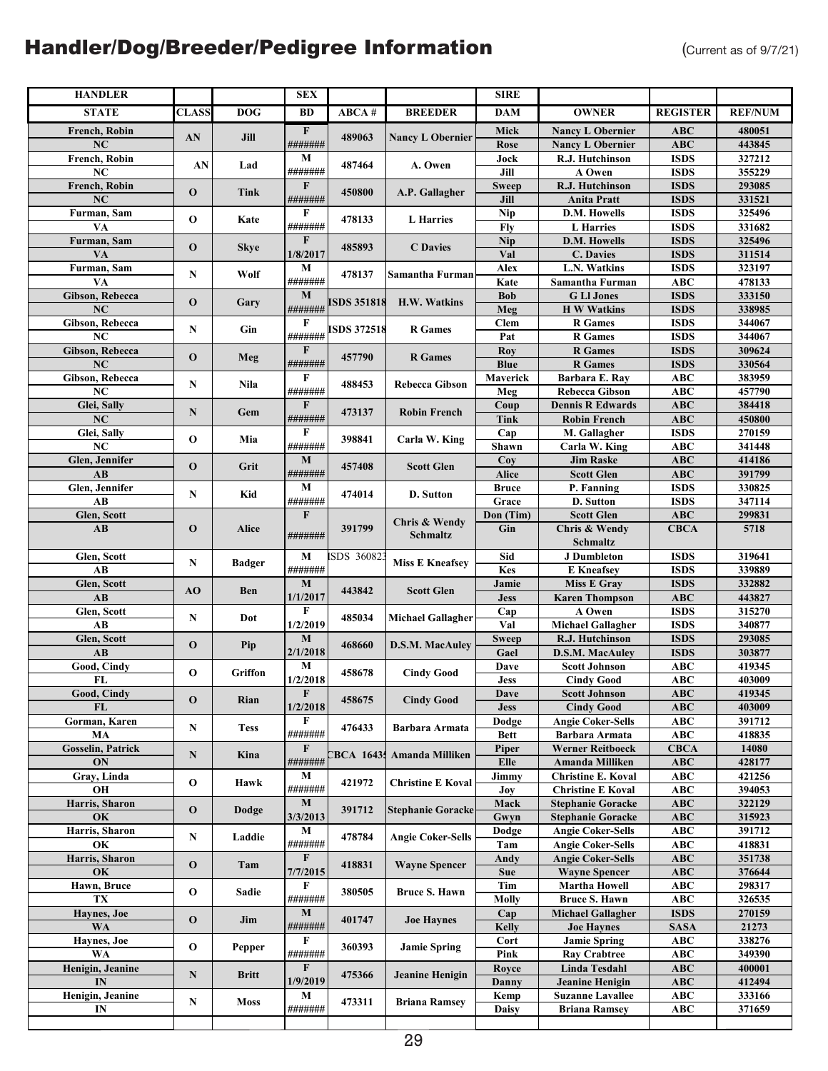# Handler/Dog/Breeder/Pedigree Information

(Current as of 9/7/21)

| HANDLER | | | SEX | | | SIRE | | | |
|---|---|---|---|---|---|---|---|---|---|
| STATE | CLASS | DOG | BD | ABCA # | BREEDER | DAM | OWNER | REGISTER | REF/NUM |
| French, Robin | AN | Jill | F | 489063 | Nancy L Obernier | Mick | Nancy L Obernier | ABC | 480051 |
| NC | | | ####### | | | Rose | Nancy L Obernier | ABC | 443845 |
| French, Robin | AN | Lad | M | 487464 | A. Owen | Jock | R.J. Hutchinson | ISDS | 327212 |
| NC | | | ####### | | | Jill | A Owen | ISDS | 355229 |
| French, Robin | O | Tink | F | 450800 | A.P. Gallagher | Sweep | R.J. Hutchinson | ISDS | 293085 |
| NC | | | ####### | | | Jill | Anita Pratt | ISDS | 331521 |
| Furman, Sam | O | Kate | F | 478133 | L Harries | Nip | D.M. Howells | ISDS | 325496 |
| VA | | | ####### | | | Fly | L Harries | ISDS | 331682 |
| Furman, Sam | O | Skye | F | 485893 | C Davies | Nip | D.M. Howells | ISDS | 325496 |
| VA | | | 1/8/2017 | | | Val | C. Davies | ISDS | 311514 |
| Furman, Sam | N | Wolf | M | 478137 | Samantha Furman | Alex | L.N. Watkins | ISDS | 323197 |
| VA | | | ####### | | | Kate | Samantha Furman | ABC | 478133 |
| Gibson, Rebecca | O | Gary | M | ISDS 351818 | H.W. Watkins | Bob | G Ll Jones | ISDS | 333150 |
| NC | | | ####### | | | Meg | H W Watkins | ISDS | 338985 |
| Gibson, Rebecca | N | Gin | F | ISDS 372518 | R Games | Clem | R Games | ISDS | 344067 |
| NC | | | ####### | | | Pat | R Games | ISDS | 344067 |
| Gibson, Rebecca | O | Meg | F | 457790 | R Games | Roy | R Games | ISDS | 309624 |
| NC | | | ####### | | | Blue | R Games | ISDS | 330564 |
| Gibson, Rebecca | N | Nila | F | 488453 | Rebecca Gibson | Maverick | Barbara E. Ray | ABC | 383959 |
| NC | | | ####### | | | Meg | Rebecca Gibson | ABC | 457790 |
| Glei, Sally | N | Gem | F | 473137 | Robin French | Coup | Dennis R Edwards | ABC | 384418 |
| NC | | | ####### | | | Tink | Robin French | ABC | 450800 |
| Glei, Sally | O | Mia | F | 398841 | Carla W. King | Cap | M. Gallagher | ISDS | 270159 |
| NC | | | ####### | | | Shawn | Carla W. King | ABC | 341448 |
| Glen, Jennifer | O | Grit | M | 457408 | Scott Glen | Coy | Jim Raske | ABC | 414186 |
| AB | | | ####### | | | Alice | Scott Glen | ABC | 391799 |
| Glen, Jennifer | N | Kid | M | 474014 | D. Sutton | Bruce | P. Fanning | ISDS | 330825 |
| AB | | | ####### | | | Grace | D. Sutton | ISDS | 347114 |
| Glen, Scott | O | Alice | F | 391799 | Chris & Wendy Schmaltz | Don (Tim) | Scott Glen | ABC | 299831 |
| AB | | | ####### | | | Gin | Chris & Wendy Schmaltz | CBCA | 5718 |
| Glen, Scott | N | Badger | M | ISDS 360823 | Miss E Kneafsey | Sid | J Dumbleton | ISDS | 319641 |
| AB | | | ####### | | | Kes | E Kneafsey | ISDS | 339889 |
| Glen, Scott | AO | Ben | M | 443842 | Scott Glen | Jamie | Miss E Gray | ISDS | 332882 |
| AB | | | 1/1/2017 | | | Jess | Karen Thompson | ABC | 443827 |
| Glen, Scott | N | Dot | F | 485034 | Michael Gallagher | Cap | A Owen | ISDS | 315270 |
| AB | | | 1/2/2019 | | | Val | Michael Gallagher | ISDS | 340877 |
| Glen, Scott | O | Pip | M | 468660 | D.S.M. MacAuley | Sweep | R.J. Hutchinson | ISDS | 293085 |
| AB | | | 2/1/2018 | | | Gael | D.S.M. MacAuley | ISDS | 303877 |
| Good, Cindy | O | Griffon | M | 458678 | Cindy Good | Dave | Scott Johnson | ABC | 419345 |
| FL | | | 1/2/2018 | | | Jess | Cindy Good | ABC | 403009 |
| Good, Cindy | O | Rian | F | 458675 | Cindy Good | Dave | Scott Johnson | ABC | 419345 |
| FL | | | 1/2/2018 | | | Jess | Cindy Good | ABC | 403009 |
| Gorman, Karen | N | Tess | F | 476433 | Barbara Armata | Dodge | Angie Coker-Sells | ABC | 391712 |
| MA | | | ####### | | | Bett | Barbara Armata | ABC | 418835 |
| Gosselin, Patrick | N | Kina | F | CBCA 1643 | Amanda Milliken | Piper | Werner Reitboeck | CBCA | 14080 |
| ON | | | ####### | | | Elle | Amanda Milliken | ABC | 428177 |
| Gray, Linda | O | Hawk | M | 421972 | Christine E Koval | Jimmy | Christine E. Koval | ABC | 421256 |
| OH | | | ####### | | | Joy | Christine E Koval | ABC | 394053 |
| Harris, Sharon | O | Dodge | M | 391712 | Stephanie Goracke | Mack | Stephanie Goracke | ABC | 322129 |
| OK | | | 3/3/2013 | | | Gwyn | Stephanie Goracke | ABC | 315923 |
| Harris, Sharon | N | Laddie | M | 478784 | Angie Coker-Sells | Dodge | Angie Coker-Sells | ABC | 391712 |
| OK | | | ####### | | | Tam | Angie Coker-Sells | ABC | 418831 |
| Harris, Sharon | O | Tam | F | 418831 | Wayne Spencer | Andy | Angie Coker-Sells | ABC | 351738 |
| OK | | | 7/7/2015 | | | Sue | Wayne Spencer | ABC | 376644 |
| Hawn, Bruce | O | Sadie | F | 380505 | Bruce S. Hawn | Tim | Martha Howell | ABC | 298317 |
| TX | | | ####### | | | Molly | Bruce S. Hawn | ABC | 326535 |
| Haynes, Joe | O | Jim | M | 401747 | Joe Haynes | Cap | Michael Gallagher | ISDS | 270159 |
| WA | | | ####### | | | Kelly | Joe Haynes | SASA | 21273 |
| Haynes, Joe | O | Pepper | F | 360393 | Jamie Spring | Cort | Jamie Spring | ABC | 338276 |
| WA | | | ####### | | | Pink | Ray Crabtree | ABC | 349390 |
| Henigin, Jeanine | N | Britt | F | 475366 | Jeanine Henigin | Royce | Linda Tesdahl | ABC | 400001 |
| IN | | | 1/9/2019 | | | Danny | Jeanine Henigin | ABC | 412494 |
| Henigin, Jeanine | N | Moss | M | 473311 | Briana Ramsey | Kemp | Suzanne Lavallee | ABC | 333166 |
| IN | | | ####### | | | Daisy | Briana Ramsey | ABC | 371659 |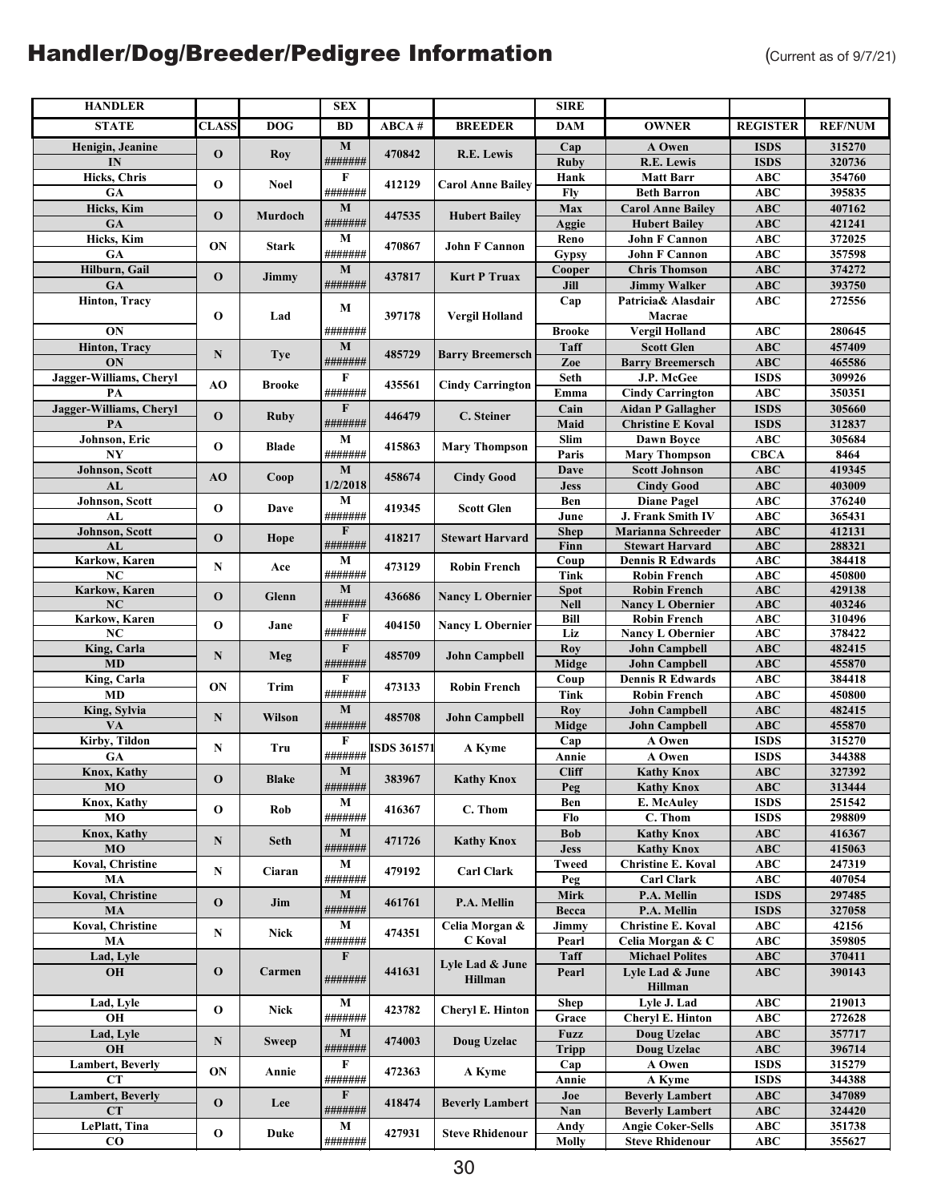## Handler/Dog/Breeder/Pedigree Information

(Current as of 9/7/21)

| HANDLER | | | SEX | | | SIRE | | | |
|---|---|---|---|---|---|---|---|---|---|
| STATE | CLASS | DOG | BD | ABCA # | BREEDER | DAM | OWNER | REGISTER | REF/NUM |
| Henigin, Jeanine | O | Roy | M | 470842 | R.E. Lewis | Cap | A Owen | ISDS | 315270 |
| IN | | | ####### | | | Ruby | R.E. Lewis | ISDS | 320736 |
| Hicks, Chris | O | Noel | F | 412129 | Carol Anne Bailey | Hank | Matt Barr | ABC | 354760 |
| GA | | | ####### | | | Fly | Beth Barron | ABC | 395835 |
| Hicks, Kim | O | Murdoch | M | 447535 | Hubert Bailey | Max | Carol Anne Bailey | ABC | 407162 |
| GA | | | ####### | | | Aggie | Hubert Bailey | ABC | 421241 |
| Hicks, Kim | ON | Stark | M | 470867 | John F Cannon | Reno | John F Cannon | ABC | 372025 |
| GA | | | ####### | | | Gypsy | John F Cannon | ABC | 357598 |
| Hilburn, Gail | O | Jimmy | M | 437817 | Kurt P Truax | Cooper | Chris Thomson | ABC | 374272 |
| GA | | | ####### | | | Jill | Jimmy Walker | ABC | 393750 |
| Hinton, Tracy | O | Lad | M | 397178 | Vergil Holland | Cap | Patricia& Alasdair Macrae | ABC | 272556 |
| ON | | | ####### | | | Brooke | Vergil Holland | ABC | 280645 |
| Hinton, Tracy | N | Tye | M | 485729 | Barry Breemersch | Taff | Scott Glen | ABC | 457409 |
| ON | | | ####### | | | Zoe | Barry Breemersch | ABC | 465586 |
| Jagger-Williams, Cheryl | AO | Brooke | F | 435561 | Cindy Carrington | Seth | J.P. McGee | ISDS | 309926 |
| PA | | | ####### | | | Emma | Cindy Carrington | ABC | 350351 |
| Jagger-Williams, Cheryl | O | Ruby | F | 446479 | C. Steiner | Cain | Aidan P Gallagher | ISDS | 305660 |
| PA | | | ####### | | | Maid | Christine E Koval | ISDS | 312837 |
| Johnson, Eric | O | Blade | M | 415863 | Mary Thompson | Slim | Dawn Boyce | ABC | 305684 |
| NY | | | ####### | | | Paris | Mary Thompson | CBCA | 8464 |
| Johnson, Scott | AO | Coop | M | 458674 | Cindy Good | Dave | Scott Johnson | ABC | 419345 |
| AL | | | 1/2/2018 | | | Jess | Cindy Good | ABC | 403009 |
| Johnson, Scott | O | Dave | M | 419345 | Scott Glen | Ben | Diane Pagel | ABC | 376240 |
| AL | | | ####### | | | June | J. Frank Smith IV | ABC | 365431 |
| Johnson, Scott | O | Hope | F | 418217 | Stewart Harvard | Shep | Marianna Schreeder | ABC | 412131 |
| AL | | | ####### | | | Finn | Stewart Harvard | ABC | 288321 |
| Karkow, Karen | N | Ace | M | 473129 | Robin French | Coup | Dennis R Edwards | ABC | 384418 |
| NC | | | ####### | | | Tink | Robin French | ABC | 450800 |
| Karkow, Karen | O | Glenn | M | 436686 | Nancy L Obernier | Spot | Robin French | ABC | 429138 |
| NC | | | ####### | | | Nell | Nancy L Obernier | ABC | 403246 |
| Karkow, Karen | O | Jane | F | 404150 | Nancy L Obernier | Bill | Robin French | ABC | 310496 |
| NC | | | ####### | | | Liz | Nancy L Obernier | ABC | 378422 |
| King, Carla | N | Meg | F | 485709 | John Campbell | Roy | John Campbell | ABC | 482415 |
| MD | | | ####### | | | Midge | John Campbell | ABC | 455870 |
| King, Carla | ON | Trim | F | 473133 | Robin French | Coup | Dennis R Edwards | ABC | 384418 |
| MD | | | ####### | | | Tink | Robin French | ABC | 450800 |
| King, Sylvia | N | Wilson | M | 485708 | John Campbell | Roy | John Campbell | ABC | 482415 |
| VA | | | ####### | | | Midge | John Campbell | ABC | 455870 |
| Kirby, Tildon | N | Tru | F | ISDS 361571 | A Kyme | Cap | A Owen | ISDS | 315270 |
| GA | | | ####### | | | Annie | A Owen | ISDS | 344388 |
| Knox, Kathy | O | Blake | M | 383967 | Kathy Knox | Cliff | Kathy Knox | ABC | 327392 |
| MO | | | ####### | | | Peg | Kathy Knox | ABC | 313444 |
| Knox, Kathy | O | Rob | M | 416367 | C. Thom | Ben | E. McAuley | ISDS | 251542 |
| MO | | | ####### | | | Flo | C. Thom | ISDS | 298809 |
| Knox, Kathy | N | Seth | M | 471726 | Kathy Knox | Bob | Kathy Knox | ABC | 416367 |
| MO | | | ####### | | | Jess | Kathy Knox | ABC | 415063 |
| Koval, Christine | N | Ciaran | M | 479192 | Carl Clark | Tweed | Christine E. Koval | ABC | 247319 |
| MA | | | ####### | | | Peg | Carl Clark | ABC | 407054 |
| Koval, Christine | O | Jim | M | 461761 | P.A. Mellin | Mirk | P.A. Mellin | ISDS | 297485 |
| MA | | | ####### | | | Becca | P.A. Mellin | ISDS | 327058 |
| Koval, Christine | N | Nick | M | 474351 | Celia Morgan & C Koval | Jimmy | Christine E. Koval | ABC | 42156 |
| MA | | | ####### | | | Pearl | Celia Morgan & C | ABC | 359805 |
| Lad, Lyle | O | Carmen | F | 441631 | Lyle Lad & June Hillman | Taff | Michael Polites | ABC | 370411 |
| OH | | | ####### | | | Pearl | Lyle Lad & June Hillman | ABC | 390143 |
| Lad, Lyle | O | Nick | M | 423782 | Cheryl E. Hinton | Shep | Lyle J. Lad | ABC | 219013 |
| OH | | | ####### | | | Grace | Cheryl E. Hinton | ABC | 272628 |
| Lad, Lyle | N | Sweep | M | 474003 | Doug Uzelac | Fuzz | Doug Uzelac | ABC | 357717 |
| OH | | | ####### | | | Tripp | Doug Uzelac | ABC | 396714 |
| Lambert, Beverly | ON | Annie | F | 472363 | A Kyme | Cap | A Owen | ISDS | 315279 |
| CT | | | ####### | | | Annie | A Kyme | ISDS | 344388 |
| Lambert, Beverly | O | Lee | F | 418474 | Beverly Lambert | Joe | Beverly Lambert | ABC | 347089 |
| CT | | | ####### | | | Nan | Beverly Lambert | ABC | 324420 |
| LePlatt, Tina | O | Duke | M | 427931 | Steve Rhidenour | Andy | Angie Coker-Sells | ABC | 351738 |
| CO | | | ####### | | | Molly | Steve Rhidenour | ABC | 355627 |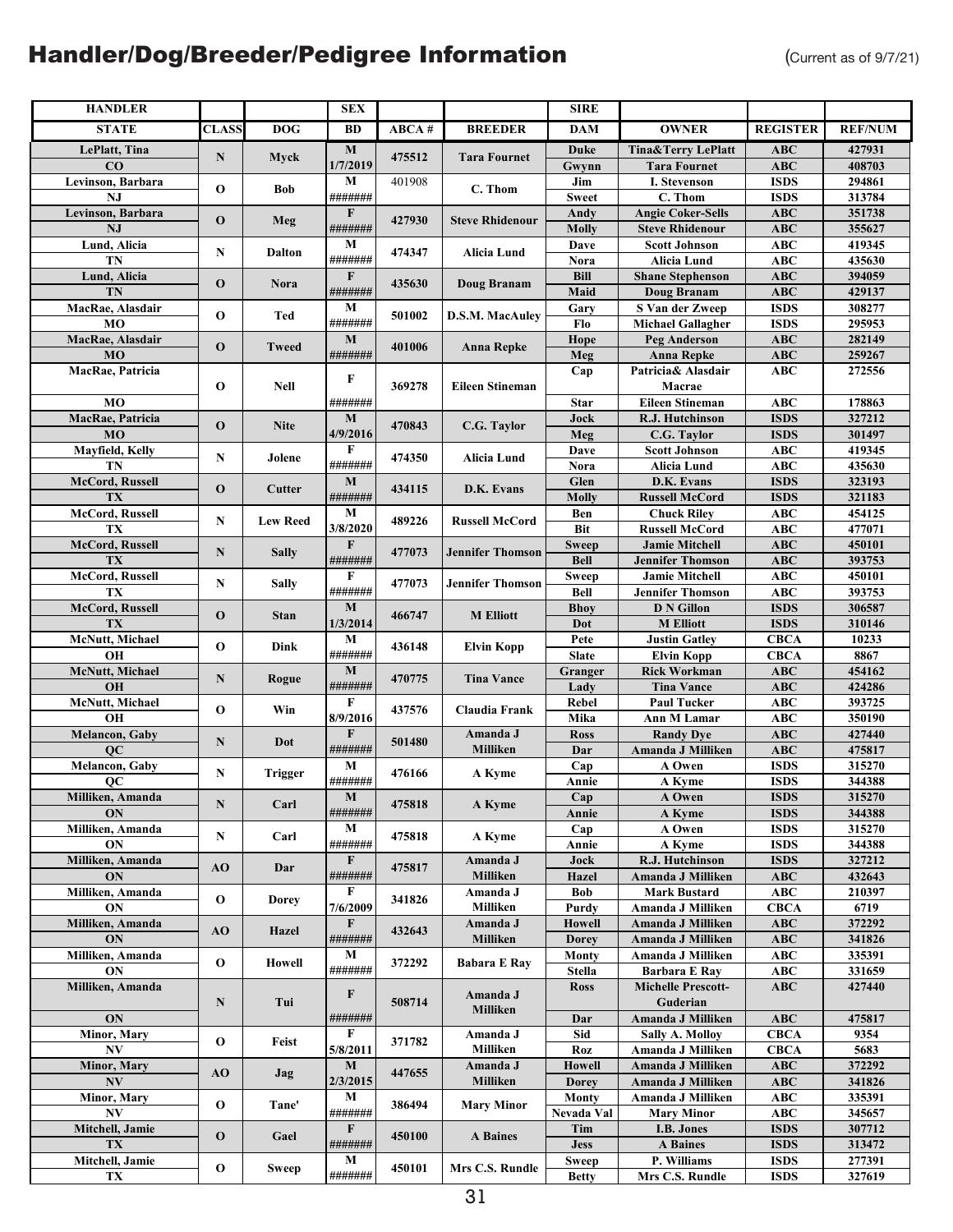# Handler/Dog/Breeder/Pedigree Information

(Current as of 9/7/21)

| HANDLER / STATE | CLASS | DOG | SEX / BD | ABCA # | BREEDER | SIRE / DAM | OWNER | REGISTER | REF/NUM |
|---|---|---|---|---|---|---|---|---|---|
| LePlatt, Tina | N | Myck | M | 475512 | Tara Fournet | Duke | Tina&Terry LePlatt | ABC | 427931 |
| CO | | | 1/7/2019 | | | Gwynn | Tara Fournet | ABC | 408703 |
| Levinson, Barbara | O | Bob | M | 401908 | C. Thom | Jim | I. Stevenson | ISDS | 294861 |
| NJ | | | ####### | | | Sweet | C. Thom | ISDS | 313784 |
| Levinson, Barbara | O | Meg | F | 427930 | Steve Rhidenour | Andy | Angie Coker-Sells | ABC | 351738 |
| NJ | | | ####### | | | Molly | Steve Rhidenour | ABC | 355627 |
| Lund, Alicia | N | Dalton | M | 474347 | Alicia Lund | Dave | Scott Johnson | ABC | 419345 |
| TN | | | ####### | | | Nora | Alicia Lund | ABC | 435630 |
| Lund, Alicia | O | Nora | F | 435630 | Doug Branam | Bill | Shane Stephenson | ABC | 394059 |
| TN | | | ####### | | | Maid | Doug Branam | ABC | 429137 |
| MacRae, Alasdair | O | Ted | M | 501002 | D.S.M. MacAuley | Gary | S Van der Zweep | ISDS | 308277 |
| MO | | | ####### | | | Flo | Michael Gallagher | ISDS | 295953 |
| MacRae, Alasdair | O | Tweed | M | 401006 | Anna Repke | Hope | Peg Anderson | ABC | 282149 |
| MO | | | ####### | | | Meg | Anna Repke | ABC | 259267 |
| MacRae, Patricia | O | Nell | F | 369278 | Eileen Stineman | Cap | Patricia& Alasdair Macrae | ABC | 272556 |
| MO | | | ####### | | | Star | Eileen Stineman | ABC | 178863 |
| MacRae, Patricia | O | Nite | M | 470843 | C.G. Taylor | Jock | R.J. Hutchinson | ISDS | 327212 |
| MO | | | 4/9/2016 | | | Meg | C.G. Taylor | ISDS | 301497 |
| Mayfield, Kelly | N | Jolene | F | 474350 | Alicia Lund | Dave | Scott Johnson | ABC | 419345 |
| TN | | | ####### | | | Nora | Alicia Lund | ABC | 435630 |
| McCord, Russell | O | Cutter | M | 434115 | D.K. Evans | Glen | D.K. Evans | ISDS | 323193 |
| TX | | | ####### | | | Molly | Russell McCord | ISDS | 321183 |
| McCord, Russell | N | Lew Reed | M | 489226 | Russell McCord | Ben | Chuck Riley | ABC | 454125 |
| TX | | | 3/8/2020 | | | Bit | Russell McCord | ABC | 477071 |
| McCord, Russell | N | Sally | F | 477073 | Jennifer Thomson | Sweep | Jamie Mitchell | ABC | 450101 |
| TX | | | ####### | | | Bell | Jennifer Thomson | ABC | 393753 |
| McCord, Russell | N | Sally | F | 477073 | Jennifer Thomson | Sweep | Jamie Mitchell | ABC | 450101 |
| TX | | | ####### | | | Bell | Jennifer Thomson | ABC | 393753 |
| McCord, Russell | O | Stan | M | 466747 | M Elliott | Bhoy | D N Gillon | ISDS | 306587 |
| TX | | | 1/3/2014 | | | Dot | M Elliott | ISDS | 310146 |
| McNutt, Michael | O | Dink | M | 436148 | Elvin Kopp | Pete | Justin Gatley | CBCA | 10233 |
| OH | | | ####### | | | Slate | Elvin Kopp | CBCA | 8867 |
| McNutt, Michael | N | Rogue | M | 470775 | Tina Vance | Granger | Rick Workman | ABC | 454162 |
| OH | | | ####### | | | Lady | Tina Vance | ABC | 424286 |
| McNutt, Michael | O | Win | F | 437576 | Claudia Frank | Rebel | Paul Tucker | ABC | 393725 |
| OH | | | 8/9/2016 | | | Mika | Ann M Lamar | ABC | 350190 |
| Melancon, Gaby | N | Dot | F | 501480 | Amanda J Milliken | Ross | Randy Dye | ABC | 427440 |
| QC | | | ####### | | | Dar | Amanda J Milliken | ABC | 475817 |
| Melancon, Gaby | N | Trigger | M | 476166 | A Kyme | Cap | A Owen | ISDS | 315270 |
| QC | | | ####### | | | Annie | A Kyme | ISDS | 344388 |
| Milliken, Amanda | N | Carl | M | 475818 | A Kyme | Cap | A Owen | ISDS | 315270 |
| ON | | | ####### | | | Annie | A Kyme | ISDS | 344388 |
| Milliken, Amanda | N | Carl | M | 475818 | A Kyme | Cap | A Owen | ISDS | 315270 |
| ON | | | ####### | | | Annie | A Kyme | ISDS | 344388 |
| Milliken, Amanda | AO | Dar | F | 475817 | Amanda J Milliken | Jock | R.J. Hutchinson | ISDS | 327212 |
| ON | | | ####### | | | Hazel | Amanda J Milliken | ABC | 432643 |
| Milliken, Amanda | O | Dorey | F | 341826 | Amanda J Milliken | Bob | Mark Bustard | ABC | 210397 |
| ON | | | 7/6/2009 | | | Purdy | Amanda J Milliken | CBCA | 6719 |
| Milliken, Amanda | AO | Hazel | F | 432643 | Amanda J Milliken | Howell | Amanda J Milliken | ABC | 372292 |
| ON | | | ####### | | | Dorey | Amanda J Milliken | ABC | 341826 |
| Milliken, Amanda | O | Howell | M | 372292 | Babara E Ray | Monty | Amanda J Milliken | ABC | 335391 |
| ON | | | ####### | | | Stella | Barbara E Ray | ABC | 331659 |
| Milliken, Amanda | N | Tui | F | 508714 | Amanda J Milliken | Ross | Michelle Prescott-Guderian | ABC | 427440 |
| ON | | | ####### | | | Dar | Amanda J Milliken | ABC | 475817 |
| Minor, Mary | O | Feist | F | 371782 | Amanda J Milliken | Sid | Sally A. Molloy | CBCA | 9354 |
| NV | | | 5/8/2011 | | | Roz | Amanda J Milliken | CBCA | 5683 |
| Minor, Mary | AO | Jag | M | 447655 | Amanda J Milliken | Howell | Amanda J Milliken | ABC | 372292 |
| NV | | | 2/3/2015 | | | Dorey | Amanda J Milliken | ABC | 341826 |
| Minor, Mary | O | Tane' | M | 386494 | Mary Minor | Monty | Amanda J Milliken | ABC | 335391 |
| NV | | | ####### | | | Nevada Val | Mary Minor | ABC | 345657 |
| Mitchell, Jamie | O | Gael | F | 450100 | A Baines | Tim | I.B. Jones | ISDS | 307712 |
| TX | | | ####### | | | Jess | A Baines | ISDS | 313472 |
| Mitchell, Jamie | O | Sweep | M | 450101 | Mrs C.S. Rundle | Sweep | P. Williams | ISDS | 277391 |
| TX | | | ####### | | | Betty | Mrs C.S. Rundle | ISDS | 327619 |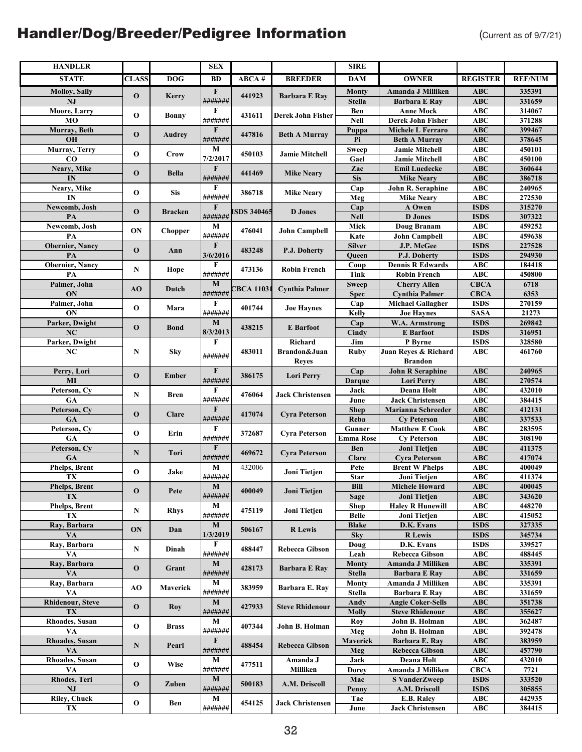# Handler/Dog/Breeder/Pedigree Information

(Current as of 9/7/21)

| HANDLER | | | SEX | | | SIRE | | | |
|---|---|---|---|---|---|---|---|---|---|
| STATE | CLASS | DOG | BD | ABCA # | BREEDER | DAM | OWNER | REGISTER | REF/NUM |
| Molloy, Sally | O | Kerry | F | 441923 | Barbara E Ray | Monty | Amanda J Milliken | ABC | 335391 |
| NJ | | | ####### | | | Stella | Barbara E Ray | ABC | 331659 |
| Moore, Larry | O | Bonny | F | 431611 | Derek John Fisher | Ben | Anne Mock | ABC | 314067 |
| MO | | | ####### | | | Nell | Derek John Fisher | ABC | 371288 |
| Murray, Beth | O | Audrey | F | 447816 | Beth A Murray | Puppa | Michele L Ferraro | ABC | 399467 |
| OH | | | ####### | | | Pi | Beth A Murray | ABC | 378645 |
| Murray, Terry | O | Crow | M | 450103 | Jamie Mitchell | Sweep | Jamie Mitchell | ABC | 450101 |
| CO | | | 7/2/2017 | | | Gael | Jamie Mitchell | ABC | 450100 |
| Neary, Mike | O | Bella | F | 441469 | Mike Neary | Zac | Emil Luedecke | ABC | 360644 |
| IN | | | ####### | | | Sis | Mike Neary | ABC | 386718 |
| Neary, Mike | O | Sis | F | 386718 | Mike Neary | Cap | John R. Seraphine | ABC | 240965 |
| IN | | | ####### | | | Meg | Mike Neary | ABC | 272530 |
| Newcomb, Josh | O | Bracken | F | ISDS 340465 | D Jones | Cap | A Owen | ISDS | 315270 |
| PA | | | ####### | | | Nell | D Jones | ISDS | 307322 |
| Newcomb, Josh | ON | Chopper | M | 476041 | John Campbell | Mick | Doug Branam | ABC | 459252 |
| PA | | | ####### | | | Kate | John Campbell | ABC | 459638 |
| Obernier, Nancy | O | Ann | F | 483248 | P.J. Doherty | Silver | J.P. McGee | ISDS | 227528 |
| PA | | | 3/6/2016 | | | Queen | P.J. Doherty | ISDS | 294930 |
| Obernier, Nancy | N | Hope | F | 473136 | Robin French | Coup | Dennis R Edwards | ABC | 184418 |
| PA | | | ####### | | | Tink | Robin French | ABC | 450800 |
| Palmer, John | AO | Dutch | M | CBCA 11031 | Cynthia Palmer | Sweep | Cherry Allen | CBCA | 6718 |
| ON | | | ####### | | | Spec | Cynthia Palmer | CBCA | 6353 |
| Palmer, John | O | Mara | F | 401744 | Joe Haynes | Cap | Michael Gallagher | ISDS | 270159 |
| ON | | | ####### | | | Kelly | Joe Haynes | SASA | 21273 |
| Parker, Dwight | O | Bond | M | 438215 | E Barfoot | Cap | W.A. Armstrong | ISDS | 269842 |
| NC | | | 8/3/2013 | | | Cindy | E Barfoot | ISDS | 316951 |
| Parker, Dwight | N | Sky | F | 483011 | Richard Brandon&Juan Reyes | Jim | P Byrne | ISDS | 328580 |
| NC | | | ####### | | | Ruby | Juan Reyes & Richard Brandon | ABC | 461760 |
| Perry, Lori | O | Ember | F | 386175 | Lori Perry | Cap | John R Seraphine | ABC | 240965 |
| MI | | | ####### | | | Darque | Lori Perry | ABC | 270574 |
| Peterson, Cy | N | Bren | F | 476064 | Jack Christensen | Jack | Deana Holt | ABC | 432010 |
| GA | | | ####### | | | June | Jack Christensen | ABC | 384415 |
| Peterson, Cy | O | Clare | F | 417074 | Cyra Peterson | Shep | Marianna Schreeder | ABC | 412131 |
| GA | | | ####### | | | Reba | Cy Peterson | ABC | 337533 |
| Peterson, Cy | O | Erin | F | 372687 | Cyra Peterson | Gunner | Matthew E Cook | ABC | 283595 |
| GA | | | ####### | | | Emma Rose | Cy Peterson | ABC | 308190 |
| Peterson, Cy | N | Tori | F | 469672 | Cyra Peterson | Ben | Joni Tietjen | ABC | 411375 |
| GA | | | ####### | | | Clare | Cyra Peterson | ABC | 417074 |
| Phelps, Brent | O | Jake | M | 432006 | Joni Tietjen | Pete | Brent W Phelps | ABC | 400049 |
| TX | | | ####### | | | Star | Joni Tietjen | ABC | 411374 |
| Phelps, Brent | O | Pete | M | 400049 | Joni Tietjen | Bill | Michele Howard | ABC | 400045 |
| TX | | | ####### | | | Sage | Joni Tietjen | ABC | 343620 |
| Phelps, Brent | N | Rhys | M | 475119 | Joni Tietjen | Shep | Haley R Hunewill | ABC | 448270 |
| TX | | | ####### | | | Belle | Joni Tietjen | ABC | 415052 |
| Ray, Barbara | ON | Dan | M | 506167 | R Lewis | Blake | D.K. Evans | ISDS | 327335 |
| VA | | | 1/3/2019 | | | Sky | R Lewis | ISDS | 345734 |
| Ray, Barbara | N | Dinah | F | 488447 | Rebecca Gibson | Doug | D.K. Evans | ISDS | 339527 |
| VA | | | ####### | | | Leah | Rebecca Gibson | ABC | 488445 |
| Ray, Barbara | O | Grant | M | 428173 | Barbara E Ray | Monty | Amanda J Milliken | ABC | 335391 |
| VA | | | ####### | | | Stella | Barbara E Ray | ABC | 331659 |
| Ray, Barbara | AO | Maverick | M | 383959 | Barbara E. Ray | Monty | Amanda J Milliken | ABC | 335391 |
| VA | | | ####### | | | Stella | Barbara E Ray | ABC | 331659 |
| Rhidenour, Steve | O | Roy | M | 427933 | Steve Rhidenour | Andy | Angie Coker-Sells | ABC | 351738 |
| TX | | | ####### | | | Molly | Steve Rhidenour | ABC | 355627 |
| Rhoades, Susan | O | Brass | M | 407344 | John B. Holman | Roy | John B. Holman | ABC | 362487 |
| VA | | | ####### | | | Meg | John B. Holman | ABC | 392478 |
| Rhoades, Susan | N | Pearl | F | 488454 | Rebecca Gibson | Maverick | Barbara E. Ray | ABC | 383959 |
| VA | | | ####### | | | Meg | Rebecca Gibson | ABC | 457790 |
| Rhoades, Susan | O | Wise | M | 477511 | Amanda J Milliken | Jack | Deana Holt | ABC | 432010 |
| VA | | | ####### | | | Dorey | Amanda J Milliken | CBCA | 7721 |
| Rhodes, Teri | O | Zuben | M | 500183 | A.M. Driscoll | Mac | S VanderZweep | ISDS | 333520 |
| NJ | | | ####### | | | Penny | A.M. Driscoll | ISDS | 305855 |
| Riley, Chuck | O | Ben | M | 454125 | Jack Christensen | Tae | E.B. Raley | ABC | 442935 |
| TX | | | ####### | | | June | Jack Christensen | ABC | 384415 |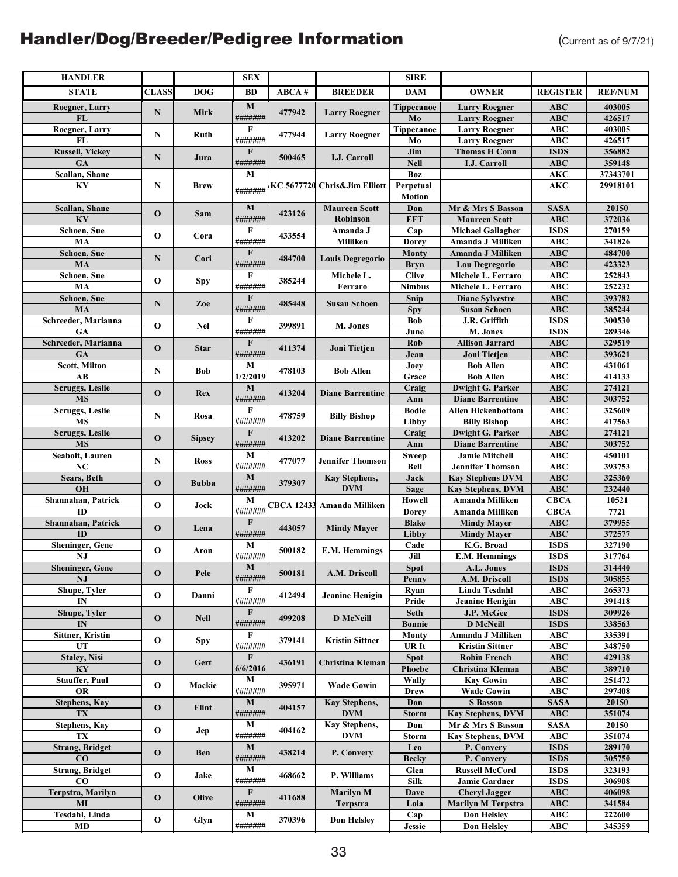# Handler/Dog/Breeder/Pedigree Information

(Current as of 9/7/21)

| HANDLER / STATE | CLASS | DOG | SEX / BD | ABCA # | BREEDER | SIRE / DAM | OWNER | REGISTER | REF/NUM |
|---|---|---|---|---|---|---|---|---|---|
| Roegner, Larry / FL | N | Mirk | M / ####### | 477942 | Larry Roegner | Tippecanoe / Mo | Larry Roegner / Larry Roegner | ABC / ABC | 403005 / 426517 |
| Roegner, Larry / FL | N | Ruth | F / ####### | 477944 | Larry Roegner | Tippecanoe / Mo | Larry Roegner / Larry Roegner | ABC / ABC | 403005 / 426517 |
| Russell, Vickey / GA | N | Jura | F / ####### | 500465 | I.J. Carroll | Jim / Nell | Thomas H Conn / I.J. Carroll | ISDS / ABC | 356882 / 359148 |
| Scallan, Shane / KY | N | Brew | M / ####### | AKC 5677720 | Chris&Jim Elliott | Boz / Perpetual Motion | | AKC / AKC | 37343701 / 29918101 |
| Scallan, Shane / KY | O | Sam | M / ####### | 423126 | Maureen Scott Robinson | Don / EFT | Mr & Mrs S Basson / Maureen Scott | SASA / ABC | 20150 / 372036 |
| Schoen, Sue / MA | O | Cora | F / ####### | 433554 | Amanda J Milliken | Cap / Dorey | Michael Gallagher / Amanda J Milliken | ISDS / ABC | 270159 / 341826 |
| Schoen, Sue / MA | N | Cori | F / ####### | 484700 | Louis Degregorio | Monty / Bryn | Amanda J Milliken / Lou Degregorio | ABC / ABC | 484700 / 423323 |
| Schoen, Sue / MA | O | Spy | F / ####### | 385244 | Michele L. Ferraro | Clive / Nimbus | Michele L. Ferraro / Michele L. Ferraro | ABC / ABC | 252843 / 252232 |
| Schoen, Sue / MA | N | Zoe | F / ####### | 485448 | Susan Schoen | Snip / Spy | Diane Sylvestre / Susan Schoen | ABC / ABC | 393782 / 385244 |
| Schreeder, Marianna / GA | O | Nel | F / ####### | 399891 | M. Jones | Bob / June | J.R. Griffith / M. Jones | ISDS / ISDS | 300530 / 289346 |
| Schreeder, Marianna / GA | O | Star | F / ####### | 411374 | Joni Tietjen | Rob / Jean | Allison Jarrard / Joni Tietjen | ABC / ABC | 329519 / 393621 |
| Scott, Milton / AB | N | Bob | M / 1/2/2019 | 478103 | Bob Allen | Joey / Grace | Bob Allen / Bob Allen | ABC / ABC | 431061 / 414133 |
| Scruggs, Leslie / MS | O | Rex | M / ####### | 413204 | Diane Barrentine | Craig / Ann | Dwight G. Parker / Diane Barrentine | ABC / ABC | 274121 / 303752 |
| Scruggs, Leslie / MS | N | Rosa | F / ####### | 478759 | Billy Bishop | Bodie / Libby | Allen Hickenbottom / Billy Bishop | ABC / ABC | 325609 / 417563 |
| Scruggs, Leslie / MS | O | Sipsey | F / ####### | 413202 | Diane Barrentine | Craig / Ann | Dwight G. Parker / Diane Barrentine | ABC / ABC | 274121 / 303752 |
| Seabolt, Lauren / NC | N | Ross | M / ####### | 477077 | Jennifer Thomson | Sweep / Bell | Jamie Mitchell / Jennifer Thomson | ABC / ABC | 450101 / 393753 |
| Sears, Beth / OH | O | Bubba | M / ####### | 379307 | Kay Stephens, DVM | Jack / Sage | Kay Stephens DVM / Kay Stephens, DVM | ABC / ABC | 325360 / 232440 |
| Shannahan, Patrick / ID | O | Jock | M / ####### | CBCA 12433 | Amanda Milliken | Howell / Dorey | Amanda Milliken / Amanda Milliken | CBCA / CBCA | 10521 / 7721 |
| Shannahan, Patrick / ID | O | Lena | F / ####### | 443057 | Mindy Mayer | Blake / Libby | Mindy Mayer / Mindy Mayer | ABC / ABC | 379955 / 372577 |
| Sheninger, Gene / NJ | O | Aron | M / ####### | 500182 | E.M. Hemmings | Cade / Jill | K.G. Broad / E.M. Hemmings | ISDS / ISDS | 327190 / 317764 |
| Sheninger, Gene / NJ | O | Pele | M / ####### | 500181 | A.M. Driscoll | Spot / Penny | A.L. Jones / A.M. Driscoll | ISDS / ISDS | 314440 / 305855 |
| Shupe, Tyler / IN | O | Danni | F / ####### | 412494 | Jeanine Henigin | Ryan / Pride | Linda Tesdahl / Jeanine Henigin | ABC / ABC | 265373 / 391418 |
| Shupe, Tyler / IN | O | Nell | F / ####### | 499208 | D McNeill | Seth / Bonnie | J.P. McGee / D McNeill | ISDS / ISDS | 309926 / 338563 |
| Sittner, Kristin / UT | O | Spy | F / ####### | 379141 | Kristin Sittner | Monty / UR It | Amanda J Milliken / Kristin Sittner | ABC / ABC | 335391 / 348750 |
| Staley, Nisi / KY | O | Gert | F / 6/6/2016 | 436191 | Christina Kleman | Spot / Phoebe | Robin French / Christina Kleman | ABC / ABC | 429138 / 389710 |
| Stauffer, Paul / OR | O | Mackie | M / ####### | 395971 | Wade Gowin | Wally / Drew | Kay Gowin / Wade Gowin | ABC / ABC | 251472 / 297408 |
| Stephens, Kay / TX | O | Flint | M / ####### | 404157 | Kay Stephens, DVM | Don / Storm | S Basson / Kay Stephens, DVM | SASA / ABC | 20150 / 351074 |
| Stephens, Kay / TX | O | Jep | M / ####### | 404162 | Kay Stephens, DVM | Don / Storm | Mr & Mrs S Basson / Kay Stephens, DVM | SASA / ABC | 20150 / 351074 |
| Strang, Bridget / CO | O | Ben | M / ####### | 438214 | P. Convery | Leo / Becky | P. Convery / P. Convery | ISDS / ISDS | 289170 / 305750 |
| Strang, Bridget / CO | O | Jake | M / ####### | 468662 | P. Williams | Glen / Silk | Russell McCord / Jamie Gardner | ISDS / ISDS | 323193 / 306908 |
| Terpstra, Marilyn / MI | O | Olive | F / ####### | 411688 | Marilyn M Terpstra | Dave / Lola | Cheryl Jagger / Marilyn M Terpstra | ABC / ABC | 406098 / 341584 |
| Tesdahl, Linda / MD | O | Glyn | M / ####### | 370396 | Don Helsley | Cap / Jessie | Don Helsley / Don Helsley | ABC / ABC | 222600 / 345359 |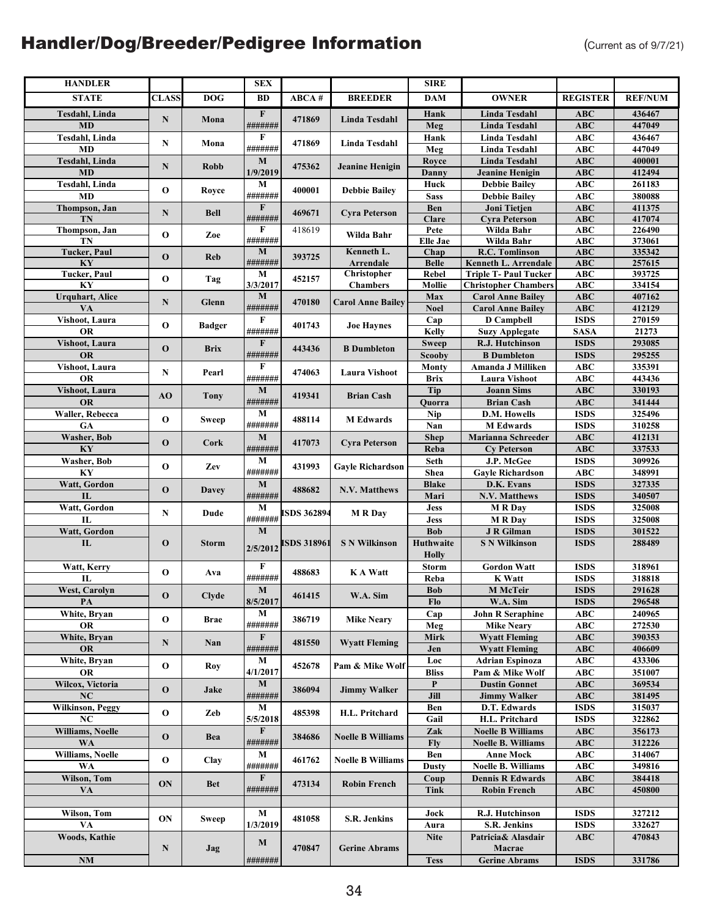# Handler/Dog/Breeder/Pedigree Information

(Current as of 9/7/21)

| HANDLER | | | SEX | | | SIRE | | | |
|---|---|---|---|---|---|---|---|---|---|
| STATE | CLASS | DOG | BD | ABCA # | BREEDER | DAM | OWNER | REGISTER | REF/NUM |
| Tesdahl, Linda<br>MD | N | Mona | F<br>####### | 471869 | Linda Tesdahl | Hank<br>Meg | Linda Tesdahl<br>Linda Tesdahl | ABC<br>ABC | 436467<br>447049 |
| Tesdahl, Linda<br>MD | N | Mona | F<br>####### | 471869 | Linda Tesdahl | Hank<br>Meg | Linda Tesdahl<br>Linda Tesdahl | ABC<br>ABC | 436467<br>447049 |
| Tesdahl, Linda<br>MD | N | Robb | M<br>1/9/2019 | 475362 | Jeanine Henigin | Royce<br>Danny | Linda Tesdahl<br>Jeanine Henigin | ABC<br>ABC | 400001<br>412494 |
| Tesdahl, Linda<br>MD | O | Royce | M<br>####### | 400001 | Debbie Bailey | Huck<br>Sass | Debbie Bailey<br>Debbie Bailey | ABC<br>ABC | 261183<br>380088 |
| Thompson, Jan<br>TN | N | Bell | F<br>####### | 469671 | Cyra Peterson | Ben<br>Clare | Joni Tietjen<br>Cyra Peterson | ABC<br>ABC | 411375<br>417074 |
| Thompson, Jan<br>TN | O | Zoe | F<br>####### | 418619 | Wilda Bahr | Pete<br>Elle Jae | Wilda Bahr<br>Wilda Bahr | ABC<br>ABC | 226490<br>373061 |
| Tucker, Paul<br>KY | O | Reb | M<br>####### | 393725 | Kenneth L. Arrendale | Chap<br>Belle | R.C. Tomlinson<br>Kenneth L. Arrendale | ABC<br>ABC | 335342<br>257615 |
| Tucker, Paul<br>KY | O | Tag | M<br>3/3/2017 | 452157 | Christopher Chambers | Rebel<br>Mollie | Triple T- Paul Tucker<br>Christopher Chambers | ABC<br>ABC | 393725<br>334154 |
| Urquhart, Alice<br>VA | N | Glenn | M<br>####### | 470180 | Carol Anne Bailey | Max<br>Noel | Carol Anne Bailey<br>Carol Anne Bailey | ABC<br>ABC | 407162<br>412129 |
| Vishoot, Laura<br>OR | O | Badger | F<br>####### | 401743 | Joe Haynes | Cap<br>Kelly | D Campbell<br>Suzy Applegate | ISDS<br>SASA | 270159<br>21273 |
| Vishoot, Laura<br>OR | O | Brix | F<br>####### | 443436 | B Dumbleton | Sweep<br>Scooby | R.J. Hutchinson<br>B Dumbleton | ISDS<br>ISDS | 293085<br>295255 |
| Vishoot, Laura<br>OR | N | Pearl | F<br>####### | 474063 | Laura Vishoot | Monty<br>Brix | Amanda J Milliken<br>Laura Vishoot | ABC<br>ABC | 335391<br>443436 |
| Vishoot, Laura<br>OR | AO | Tony | M<br>####### | 419341 | Brian Cash | Tip<br>Quorra | Joann Sims<br>Brian Cash | ABC<br>ABC | 330193<br>341444 |
| Waller, Rebecca<br>GA | O | Sweep | M<br>####### | 488114 | M Edwards | Nip<br>Nan | D.M. Howells<br>M Edwards | ISDS<br>ISDS | 325496<br>310258 |
| Washer, Bob<br>KY | O | Cork | M<br>####### | 417073 | Cyra Peterson | Shep<br>Reba | Marianna Schreeder<br>Cy Peterson | ABC<br>ABC | 412131<br>337533 |
| Washer, Bob<br>KY | O | Zev | M<br>####### | 431993 | Gayle Richardson | Seth<br>Shea | J.P. McGee<br>Gayle Richardson | ISDS<br>ABC | 309926<br>348991 |
| Watt, Gordon<br>IL | O | Davey | M<br>####### | 488682 | N.V. Matthews | Blake<br>Mari | D.K. Evans<br>N.V. Matthews | ISDS<br>ISDS | 327335<br>340507 |
| Watt, Gordon<br>IL | N | Dude | M<br>####### | ISDS 362894 | M R Day | Jess<br>Jess | M R Day<br>M R Day | ISDS<br>ISDS | 325008<br>325008 |
| Watt, Gordon<br>IL | O | Storm | M<br>2/5/2012 | ISDS 318961 | S N Wilkinson | Bob<br>Huthwaite Holly | J R Gilman<br>S N Wilkinson | ISDS<br>ISDS | 301522<br>288489 |
| Watt, Kerry<br>IL | O | Ava | F<br>####### | 488683 | K A Watt | Storm<br>Reba | Gordon Watt<br>K Watt | ISDS<br>ISDS | 318961<br>318818 |
| West, Carolyn<br>PA | O | Clyde | M<br>8/5/2017 | 461415 | W.A. Sim | Bob<br>Flo | M McTeir<br>W.A. Sim | ISDS<br>ISDS | 291628<br>296548 |
| White, Bryan<br>OR | O | Brae | M<br>####### | 386719 | Mike Neary | Cap<br>Meg | John R Seraphine<br>Mike Neary | ABC<br>ABC | 240965<br>272530 |
| White, Bryan<br>OR | N | Nan | F<br>####### | 481550 | Wyatt Fleming | Mirk<br>Jen | Wyatt Fleming<br>Wyatt Fleming | ABC<br>ABC | 390353<br>406609 |
| White, Bryan<br>OR | O | Roy | M<br>4/1/2017 | 452678 | Pam & Mike Wolf | Loc<br>Bliss | Adrian Espinoza<br>Pam & Mike Wolf | ABC<br>ABC | 433306<br>351007 |
| Wilcox, Victoria<br>NC | O | Jake | M<br>####### | 386094 | Jimmy Walker | P<br>Jill | Dustin Gonnet<br>Jimmy Walker | ABC<br>ABC | 369534<br>381495 |
| Wilkinson, Peggy<br>NC | O | Zeb | M<br>5/5/2018 | 485398 | H.L. Pritchard | Ben<br>Gail | D.T. Edwards<br>H.L. Pritchard | ISDS<br>ISDS | 315037<br>322862 |
| Williams, Noelle<br>WA | O | Bea | F<br>####### | 384686 | Noelle B Williams | Zak<br>Fly | Noelle B Williams<br>Noelle B. Williams | ABC<br>ABC | 356173<br>312226 |
| Williams, Noelle<br>WA | O | Clay | M<br>####### | 461762 | Noelle B Williams | Ben<br>Dusty | Anne Mock<br>Noelle B. Williams | ABC<br>ABC | 314067<br>349816 |
| Wilson, Tom<br>VA | ON | Bet | F<br>####### | 473134 | Robin French | Coup<br>Tink | Dennis R Edwards<br>Robin French | ABC<br>ABC | 384418<br>450800 |
| | | | | | | | | | |
| Wilson, Tom<br>VA | ON | Sweep | M<br>1/3/2019 | 481058 | S.R. Jenkins | Jock<br>Aura | R.J. Hutchinson<br>S.R. Jenkins | ISDS<br>ISDS | 327212<br>332627 |
| Woods, Kathie<br>NM | N | Jag | M<br>####### | 470847 | Gerine Abrams | Nite<br>Tess | Patricia& Alasdair Macrae<br>Gerine Abrams | ABC<br>ISDS | 470843<br>331786 |